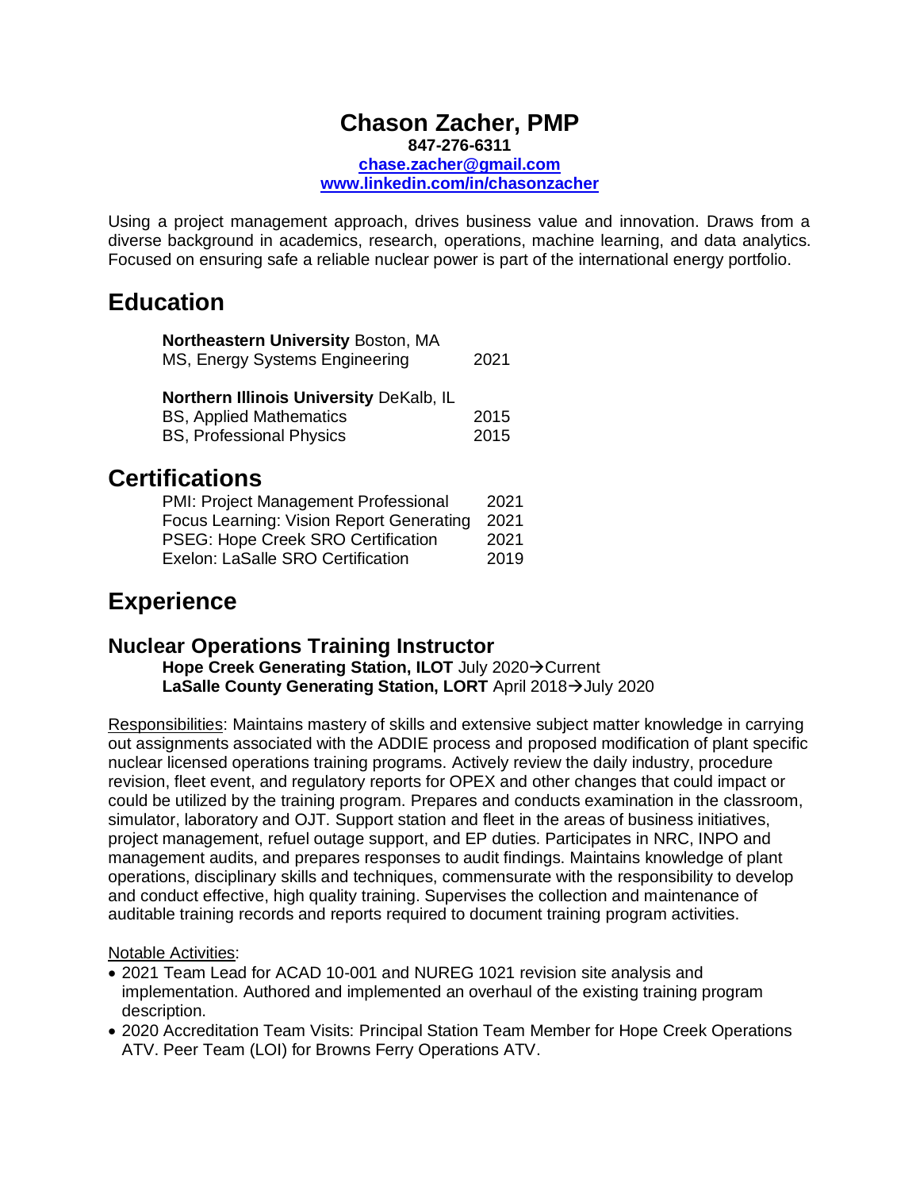# Chason Zacher, PMP

**847-276-6311**

**chase.zacher@gmail.com**

**www.linkedin.com/in/chasonzacher**

Using a project management approach, drives business value and innovation. Draws from a diverse background in academics, research, operations, machine learning, and data analytics. Focused on ensuring safe a reliable nuclear power is part of the international energy portfolio.

## Education

**Northeastern University** Boston, MA
MS, Energy Systems Engineering 2021

**Northern Illinois University** DeKalb, IL
BS, Applied Mathematics 2015
BS, Professional Physics 2015

## Certifications

| | |
|---|---|
| PMI: Project Management Professional | 2021 |
| Focus Learning: Vision Report Generating | 2021 |
| PSEG: Hope Creek SRO Certification | 2021 |
| Exelon: LaSalle SRO Certification | 2019 |

## Experience

### Nuclear Operations Training Instructor

**Hope Creek Generating Station, ILOT** July 2020→Current
**LaSalle County Generating Station, LORT** April 2018→July 2020

Responsibilities: Maintains mastery of skills and extensive subject matter knowledge in carrying out assignments associated with the ADDIE process and proposed modification of plant specific nuclear licensed operations training programs. Actively review the daily industry, procedure revision, fleet event, and regulatory reports for OPEX and other changes that could impact or could be utilized by the training program. Prepares and conducts examination in the classroom, simulator, laboratory and OJT. Support station and fleet in the areas of business initiatives, project management, refuel outage support, and EP duties. Participates in NRC, INPO and management audits, and prepares responses to audit findings. Maintains knowledge of plant operations, disciplinary skills and techniques, commensurate with the responsibility to develop and conduct effective, high quality training. Supervises the collection and maintenance of auditable training records and reports required to document training program activities.

Notable Activities:

- 2021 Team Lead for ACAD 10-001 and NUREG 1021 revision site analysis and implementation. Authored and implemented an overhaul of the existing training program description.
- 2020 Accreditation Team Visits: Principal Station Team Member for Hope Creek Operations ATV. Peer Team (LOI) for Browns Ferry Operations ATV.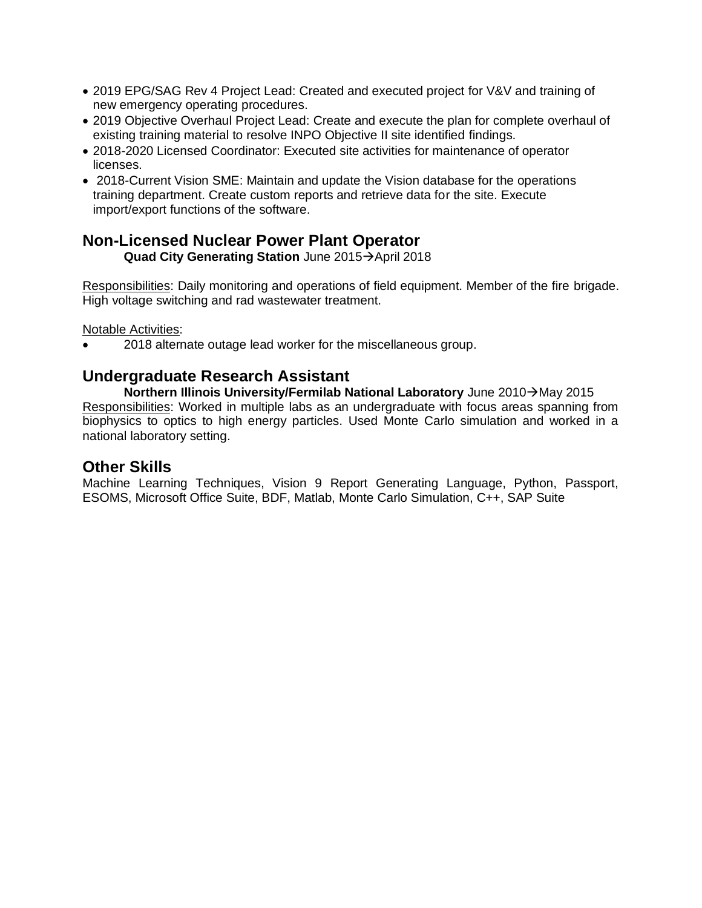- 2019 EPG/SAG Rev 4 Project Lead: Created and executed project for V&V and training of new emergency operating procedures.
- 2019 Objective Overhaul Project Lead: Create and execute the plan for complete overhaul of existing training material to resolve INPO Objective II site identified findings.
- 2018-2020 Licensed Coordinator: Executed site activities for maintenance of operator licenses.
- 2018-Current Vision SME: Maintain and update the Vision database for the operations training department. Create custom reports and retrieve data for the site. Execute import/export functions of the software.

## Non-Licensed Nuclear Power Plant Operator

**Quad City Generating Station** June 2015→April 2018

Responsibilities: Daily monitoring and operations of field equipment. Member of the fire brigade. High voltage switching and rad wastewater treatment.

Notable Activities:

- 2018 alternate outage lead worker for the miscellaneous group.

## Undergraduate Research Assistant

**Northern Illinois University/Fermilab National Laboratory** June 2010→May 2015

Responsibilities: Worked in multiple labs as an undergraduate with focus areas spanning from biophysics to optics to high energy particles. Used Monte Carlo simulation and worked in a national laboratory setting.

## Other Skills

Machine Learning Techniques, Vision 9 Report Generating Language, Python, Passport, ESOMS, Microsoft Office Suite, BDF, Matlab, Monte Carlo Simulation, C++, SAP Suite